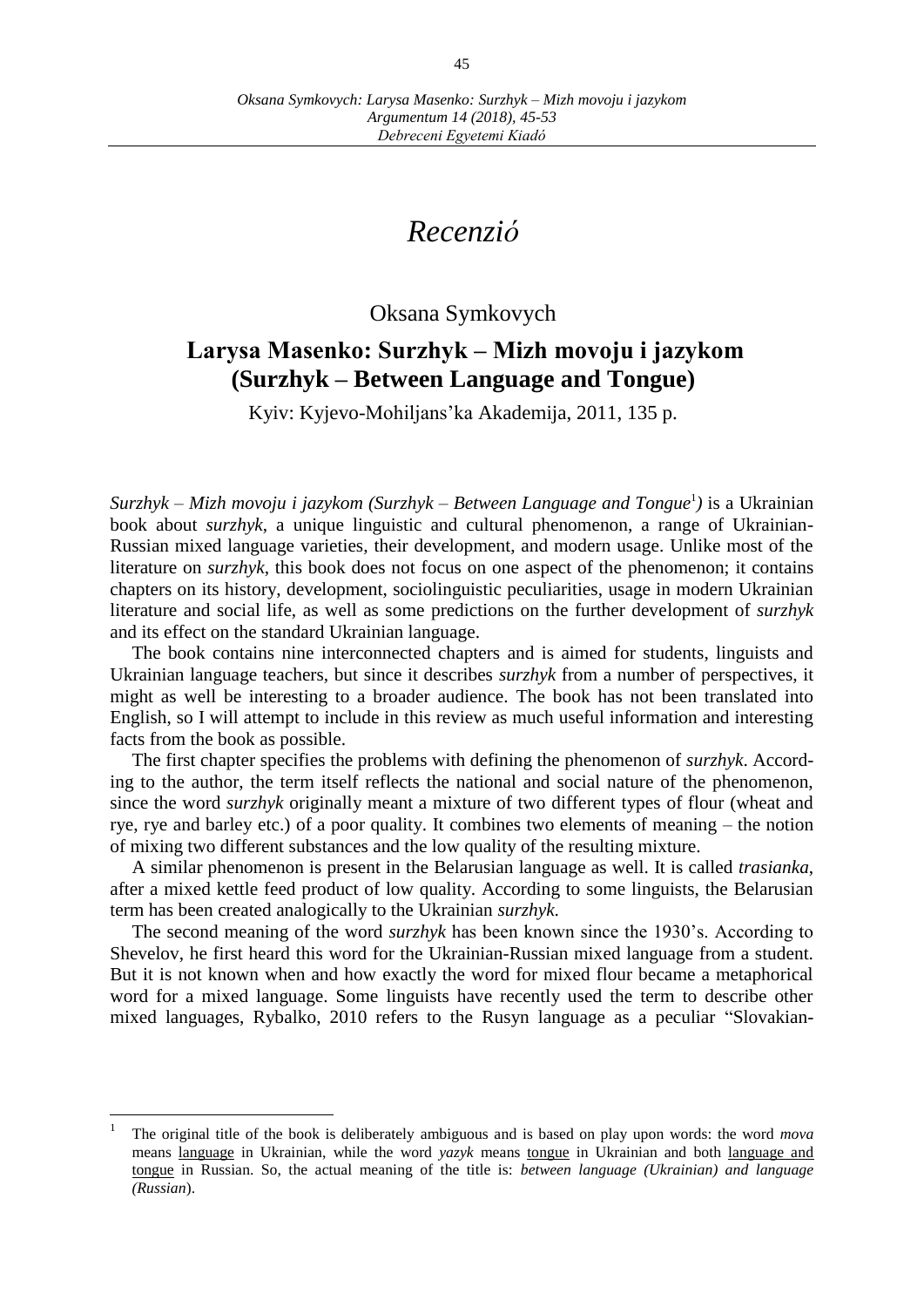# Recenzió

## Oksana Symkovych

## Larysa Masenko: Surzhyk – Mizh movoju i jazykom (Surzhyk – Between Language and Tongue)

Kyiv: Kyjevo-Mohiljans'ka Akademija, 2011, 135 p.

*Surzhyk – Mizh movoju i jazykom (Surzhyk – Between Language and Tongue*[1]*)* is a Ukrainian book about *surzhyk*, a unique linguistic and cultural phenomenon, a range of Ukrainian-Russian mixed language varieties, their development, and modern usage. Unlike most of the literature on *surzhyk*, this book does not focus on one aspect of the phenomenon; it contains chapters on its history, development, sociolinguistic peculiarities, usage in modern Ukrainian literature and social life, as well as some predictions on the further development of *surzhyk* and its effect on the standard Ukrainian language.

The book contains nine interconnected chapters and is aimed for students, linguists and Ukrainian language teachers, but since it describes *surzhyk* from a number of perspectives, it might as well be interesting to a broader audience. The book has not been translated into English, so I will attempt to include in this review as much useful information and interesting facts from the book as possible.

The first chapter specifies the problems with defining the phenomenon of *surzhyk*. According to the author, the term itself reflects the national and social nature of the phenomenon, since the word *surzhyk* originally meant a mixture of two different types of flour (wheat and rye, rye and barley etc.) of a poor quality. It combines two elements of meaning – the notion of mixing two different substances and the low quality of the resulting mixture.

A similar phenomenon is present in the Belarusian language as well. It is called *trasianka*, after a mixed kettle feed product of low quality. According to some linguists, the Belarusian term has been created analogically to the Ukrainian *surzhyk*.

The second meaning of the word *surzhyk* has been known since the 1930's. According to Shevelov, he first heard this word for the Ukrainian-Russian mixed language from a student. But it is not known when and how exactly the word for mixed flour became a metaphorical word for a mixed language. Some linguists have recently used the term to describe other mixed languages, Rybalko, 2010 refers to the Rusyn language as a peculiar "Slovakian-

---

[1] The original title of the book is deliberately ambiguous and is based on play upon words: the word *mova* means language in Ukrainian, while the word *yazyk* means tongue in Ukrainian and both language and tongue in Russian. So, the actual meaning of the title is: *between language (Ukrainian) and language (Russian*).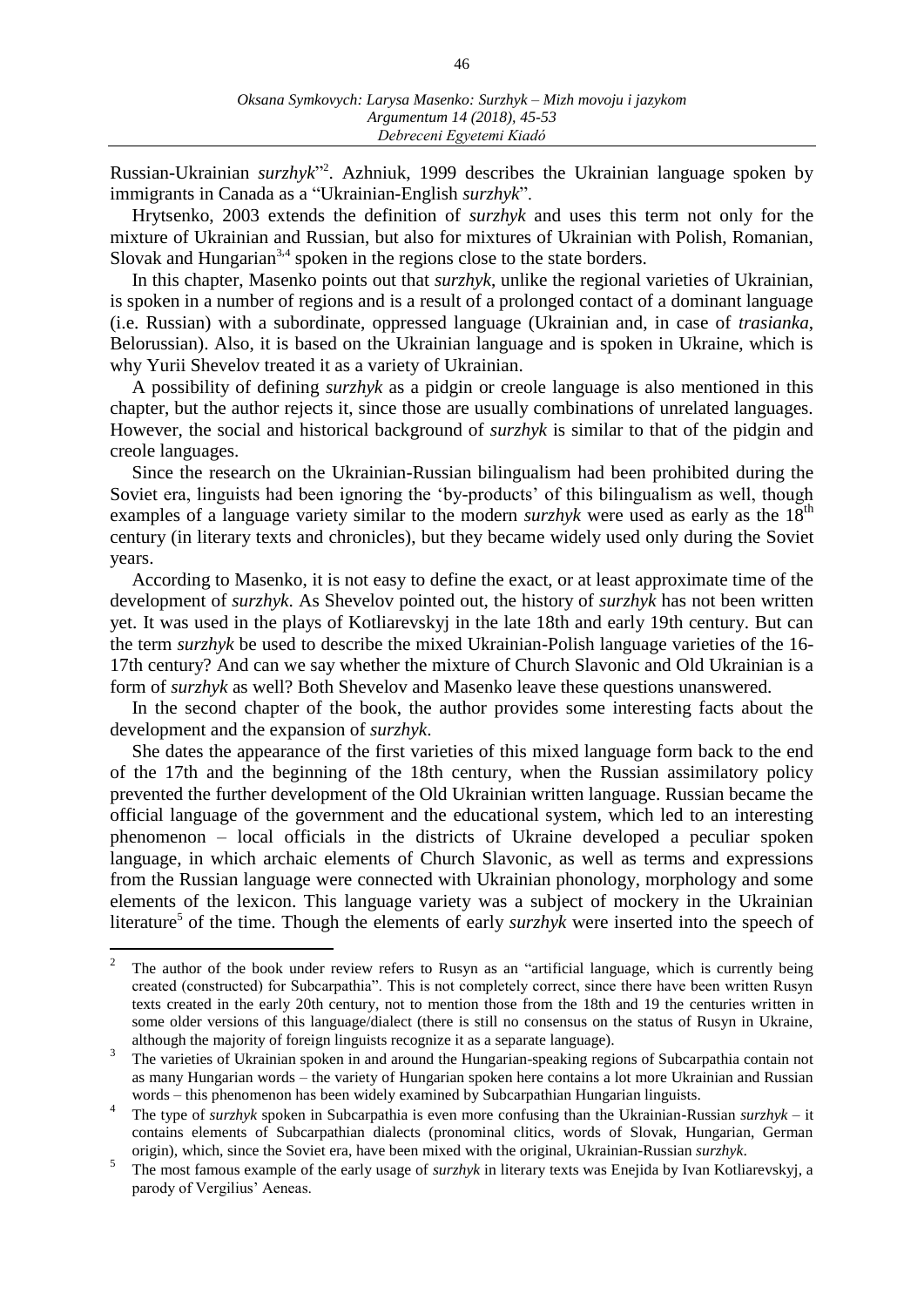Russian-Ukrainian *surzhyk*”[2]. Azhniuk, 1999 describes the Ukrainian language spoken by immigrants in Canada as a “Ukrainian-English *surzhyk*”.

Hrytsenko, 2003 extends the definition of *surzhyk* and uses this term not only for the mixture of Ukrainian and Russian, but also for mixtures of Ukrainian with Polish, Romanian, Slovak and Hungarian[3,4] spoken in the regions close to the state borders.

In this chapter, Masenko points out that *surzhyk*, unlike the regional varieties of Ukrainian, is spoken in a number of regions and is a result of a prolonged contact of a dominant language (i.e. Russian) with a subordinate, oppressed language (Ukrainian and, in case of *trasianka*, Belorussian). Also, it is based on the Ukrainian language and is spoken in Ukraine, which is why Yurii Shevelov treated it as a variety of Ukrainian.

A possibility of defining *surzhyk* as a pidgin or creole language is also mentioned in this chapter, but the author rejects it, since those are usually combinations of unrelated languages. However, the social and historical background of *surzhyk* is similar to that of the pidgin and creole languages.

Since the research on the Ukrainian-Russian bilingualism had been prohibited during the Soviet era, linguists had been ignoring the ‘by-products’ of this bilingualism as well, though examples of a language variety similar to the modern *surzhyk* were used as early as the 18th century (in literary texts and chronicles), but they became widely used only during the Soviet years.

According to Masenko, it is not easy to define the exact, or at least approximate time of the development of *surzhyk*. As Shevelov pointed out, the history of *surzhyk* has not been written yet. It was used in the plays of Kotliarevskyj in the late 18th and early 19th century. But can the term *surzhyk* be used to describe the mixed Ukrainian-Polish language varieties of the 16-17th century? And can we say whether the mixture of Church Slavonic and Old Ukrainian is a form of *surzhyk* as well? Both Shevelov and Masenko leave these questions unanswered.

In the second chapter of the book, the author provides some interesting facts about the development and the expansion of *surzhyk*.

She dates the appearance of the first varieties of this mixed language form back to the end of the 17th and the beginning of the 18th century, when the Russian assimilatory policy prevented the further development of the Old Ukrainian written language. Russian became the official language of the government and the educational system, which led to an interesting phenomenon – local officials in the districts of Ukraine developed a peculiar spoken language, in which archaic elements of Church Slavonic, as well as terms and expressions from the Russian language were connected with Ukrainian phonology, morphology and some elements of the lexicon. This language variety was a subject of mockery in the Ukrainian literature[5] of the time. Though the elements of early *surzhyk* were inserted into the speech of

---

[2] The author of the book under review refers to Rusyn as an “artificial language, which is currently being created (constructed) for Subcarpathia”. This is not completely correct, since there have been written Rusyn texts created in the early 20th century, not to mention those from the 18th and 19 the centuries written in some older versions of this language/dialect (there is still no consensus on the status of Rusyn in Ukraine, although the majority of foreign linguists recognize it as a separate language).

[3] The varieties of Ukrainian spoken in and around the Hungarian-speaking regions of Subcarpathia contain not as many Hungarian words – the variety of Hungarian spoken here contains a lot more Ukrainian and Russian words – this phenomenon has been widely examined by Subcarpathian Hungarian linguists.

[4] The type of *surzhyk* spoken in Subcarpathia is even more confusing than the Ukrainian-Russian *surzhyk* – it contains elements of Subcarpathian dialects (pronominal clitics, words of Slovak, Hungarian, German origin), which, since the Soviet era, have been mixed with the original, Ukrainian-Russian *surzhyk*.

[5] The most famous example of the early usage of *surzhyk* in literary texts was Enejida by Ivan Kotliarevskyj, a parody of Vergilius’ Aeneas.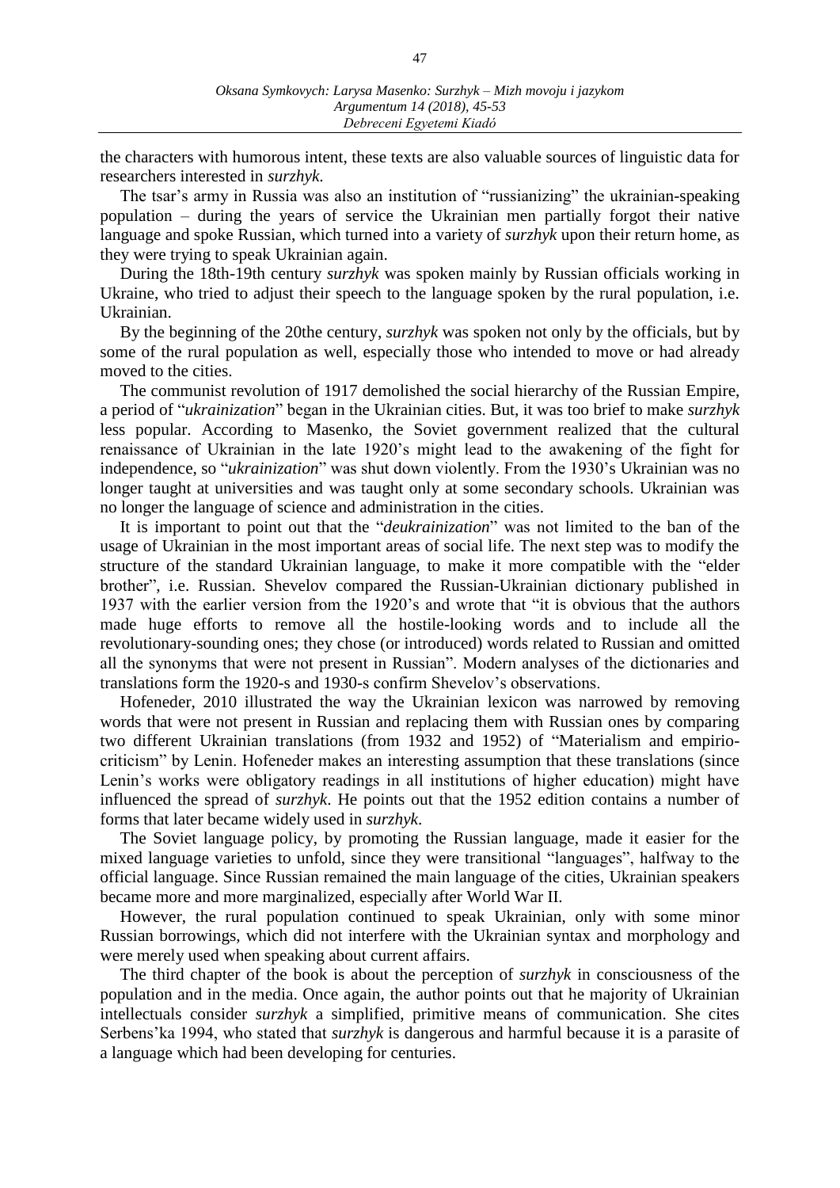the characters with humorous intent, these texts are also valuable sources of linguistic data for researchers interested in *surzhyk*.

The tsar's army in Russia was also an institution of "russianizing" the ukrainian-speaking population – during the years of service the Ukrainian men partially forgot their native language and spoke Russian, which turned into a variety of *surzhyk* upon their return home, as they were trying to speak Ukrainian again.

During the 18th-19th century *surzhyk* was spoken mainly by Russian officials working in Ukraine, who tried to adjust their speech to the language spoken by the rural population, i.e. Ukrainian.

By the beginning of the 20the century, *surzhyk* was spoken not only by the officials, but by some of the rural population as well, especially those who intended to move or had already moved to the cities.

The communist revolution of 1917 demolished the social hierarchy of the Russian Empire, a period of "*ukrainization*" began in the Ukrainian cities. But, it was too brief to make *surzhyk* less popular. According to Masenko, the Soviet government realized that the cultural renaissance of Ukrainian in the late 1920's might lead to the awakening of the fight for independence, so "*ukrainization*" was shut down violently. From the 1930's Ukrainian was no longer taught at universities and was taught only at some secondary schools. Ukrainian was no longer the language of science and administration in the cities.

It is important to point out that the "*deukrainization*" was not limited to the ban of the usage of Ukrainian in the most important areas of social life. The next step was to modify the structure of the standard Ukrainian language, to make it more compatible with the "elder brother", i.e. Russian. Shevelov compared the Russian-Ukrainian dictionary published in 1937 with the earlier version from the 1920's and wrote that "it is obvious that the authors made huge efforts to remove all the hostile-looking words and to include all the revolutionary-sounding ones; they chose (or introduced) words related to Russian and omitted all the synonyms that were not present in Russian". Modern analyses of the dictionaries and translations form the 1920-s and 1930-s confirm Shevelov's observations.

Hofeneder, 2010 illustrated the way the Ukrainian lexicon was narrowed by removing words that were not present in Russian and replacing them with Russian ones by comparing two different Ukrainian translations (from 1932 and 1952) of "Materialism and empirio-criticism" by Lenin. Hofeneder makes an interesting assumption that these translations (since Lenin's works were obligatory readings in all institutions of higher education) might have influenced the spread of *surzhyk*. He points out that the 1952 edition contains a number of forms that later became widely used in *surzhyk*.

The Soviet language policy, by promoting the Russian language, made it easier for the mixed language varieties to unfold, since they were transitional "languages", halfway to the official language. Since Russian remained the main language of the cities, Ukrainian speakers became more and more marginalized, especially after World War II.

However, the rural population continued to speak Ukrainian, only with some minor Russian borrowings, which did not interfere with the Ukrainian syntax and morphology and were merely used when speaking about current affairs.

The third chapter of the book is about the perception of *surzhyk* in consciousness of the population and in the media. Once again, the author points out that he majority of Ukrainian intellectuals consider *surzhyk* a simplified, primitive means of communication. She cites Serbens'ka 1994, who stated that *surzhyk* is dangerous and harmful because it is a parasite of a language which had been developing for centuries.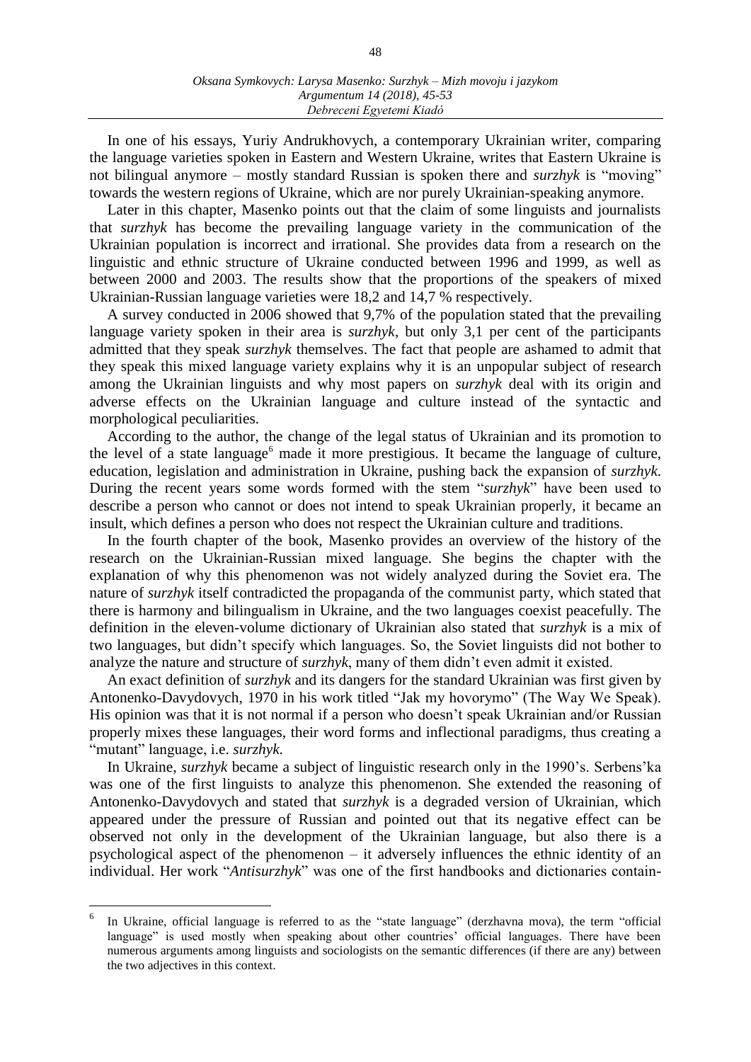In one of his essays, Yuriy Andrukhovych, a contemporary Ukrainian writer, comparing the language varieties spoken in Eastern and Western Ukraine, writes that Eastern Ukraine is not bilingual anymore – mostly standard Russian is spoken there and *surzhyk* is "moving" towards the western regions of Ukraine, which are nor purely Ukrainian-speaking anymore.

Later in this chapter, Masenko points out that the claim of some linguists and journalists that *surzhyk* has become the prevailing language variety in the communication of the Ukrainian population is incorrect and irrational. She provides data from a research on the linguistic and ethnic structure of Ukraine conducted between 1996 and 1999, as well as between 2000 and 2003. The results show that the proportions of the speakers of mixed Ukrainian-Russian language varieties were 18,2 and 14,7 % respectively.

A survey conducted in 2006 showed that 9,7% of the population stated that the prevailing language variety spoken in their area is *surzhyk*, but only 3,1 per cent of the participants admitted that they speak *surzhyk* themselves. The fact that people are ashamed to admit that they speak this mixed language variety explains why it is an unpopular subject of research among the Ukrainian linguists and why most papers on *surzhyk* deal with its origin and adverse effects on the Ukrainian language and culture instead of the syntactic and morphological peculiarities.

According to the author, the change of the legal status of Ukrainian and its promotion to the level of a state language[6] made it more prestigious. It became the language of culture, education, legislation and administration in Ukraine, pushing back the expansion of *surzhyk*. During the recent years some words formed with the stem "*surzhyk*" have been used to describe a person who cannot or does not intend to speak Ukrainian properly, it became an insult, which defines a person who does not respect the Ukrainian culture and traditions.

In the fourth chapter of the book, Masenko provides an overview of the history of the research on the Ukrainian-Russian mixed language. She begins the chapter with the explanation of why this phenomenon was not widely analyzed during the Soviet era. The nature of *surzhyk* itself contradicted the propaganda of the communist party, which stated that there is harmony and bilingualism in Ukraine, and the two languages coexist peacefully. The definition in the eleven-volume dictionary of Ukrainian also stated that *surzhyk* is a mix of two languages, but didn't specify which languages. So, the Soviet linguists did not bother to analyze the nature and structure of *surzhyk*, many of them didn't even admit it existed.

An exact definition of *surzhyk* and its dangers for the standard Ukrainian was first given by Antonenko-Davydovych, 1970 in his work titled "Jak my hovorymo" (The Way We Speak). His opinion was that it is not normal if a person who doesn't speak Ukrainian and/or Russian properly mixes these languages, their word forms and inflectional paradigms, thus creating a "mutant" language, i.e. *surzhyk.*

In Ukraine, *surzhyk* became a subject of linguistic research only in the 1990's. Serbens'ka was one of the first linguists to analyze this phenomenon. She extended the reasoning of Antonenko-Davydovych and stated that *surzhyk* is a degraded version of Ukrainian, which appeared under the pressure of Russian and pointed out that its negative effect can be observed not only in the development of the Ukrainian language, but also there is a psychological aspect of the phenomenon – it adversely influences the ethnic identity of an individual. Her work "*Antisurzhyk*" was one of the first handbooks and dictionaries contain-

[6] In Ukraine, official language is referred to as the "state language" (derzhavna mova), the term "official language" is used mostly when speaking about other countries' official languages. There have been numerous arguments among linguists and sociologists on the semantic differences (if there are any) between the two adjectives in this context.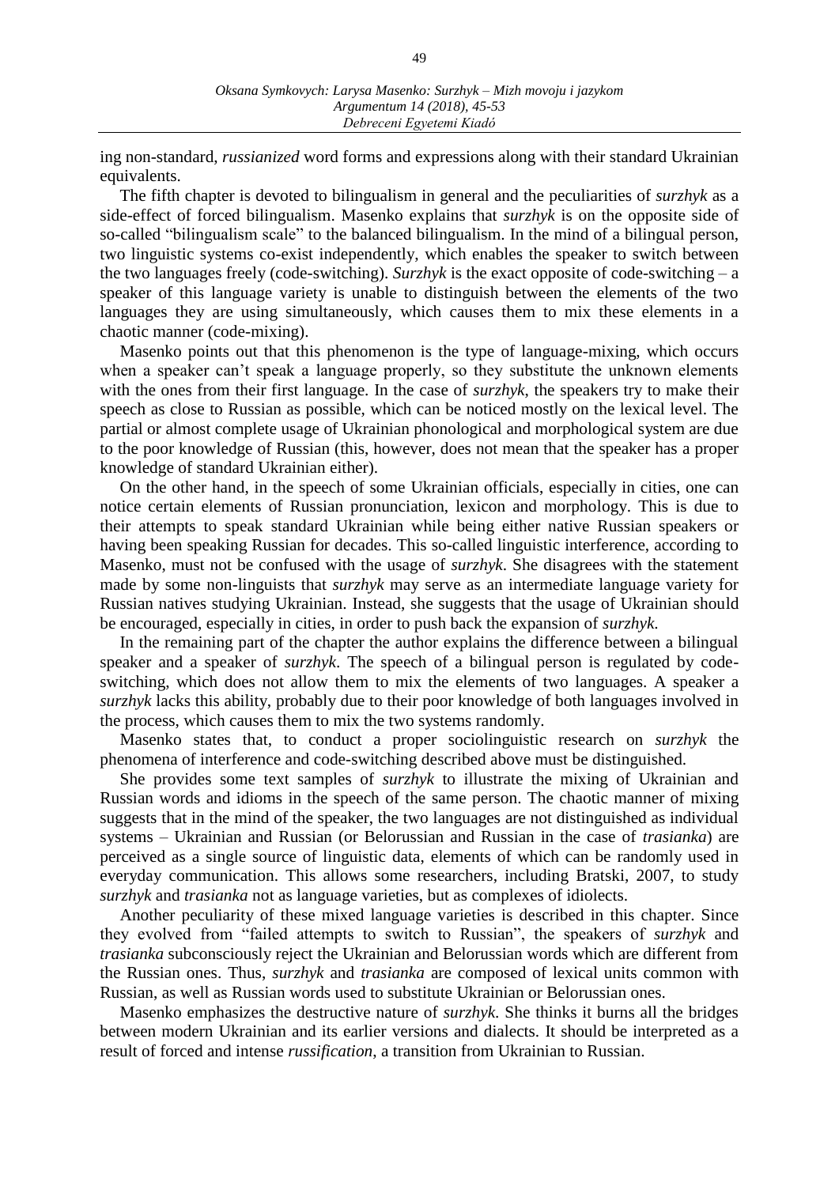ing non-standard, *russianized* word forms and expressions along with their standard Ukrainian equivalents.

The fifth chapter is devoted to bilingualism in general and the peculiarities of *surzhyk* as a side-effect of forced bilingualism. Masenko explains that *surzhyk* is on the opposite side of so-called "bilingualism scale" to the balanced bilingualism. In the mind of a bilingual person, two linguistic systems co-exist independently, which enables the speaker to switch between the two languages freely (code-switching). *Surzhyk* is the exact opposite of code-switching – a speaker of this language variety is unable to distinguish between the elements of the two languages they are using simultaneously, which causes them to mix these elements in a chaotic manner (code-mixing).

Masenko points out that this phenomenon is the type of language-mixing, which occurs when a speaker can't speak a language properly, so they substitute the unknown elements with the ones from their first language. In the case of *surzhyk*, the speakers try to make their speech as close to Russian as possible, which can be noticed mostly on the lexical level. The partial or almost complete usage of Ukrainian phonological and morphological system are due to the poor knowledge of Russian (this, however, does not mean that the speaker has a proper knowledge of standard Ukrainian either).

On the other hand, in the speech of some Ukrainian officials, especially in cities, one can notice certain elements of Russian pronunciation, lexicon and morphology. This is due to their attempts to speak standard Ukrainian while being either native Russian speakers or having been speaking Russian for decades. This so-called linguistic interference, according to Masenko, must not be confused with the usage of *surzhyk*. She disagrees with the statement made by some non-linguists that *surzhyk* may serve as an intermediate language variety for Russian natives studying Ukrainian. Instead, she suggests that the usage of Ukrainian should be encouraged, especially in cities, in order to push back the expansion of *surzhyk*.

In the remaining part of the chapter the author explains the difference between a bilingual speaker and a speaker of *surzhyk*. The speech of a bilingual person is regulated by code-switching, which does not allow them to mix the elements of two languages. A speaker a *surzhyk* lacks this ability, probably due to their poor knowledge of both languages involved in the process, which causes them to mix the two systems randomly.

Masenko states that, to conduct a proper sociolinguistic research on *surzhyk* the phenomena of interference and code-switching described above must be distinguished.

She provides some text samples of *surzhyk* to illustrate the mixing of Ukrainian and Russian words and idioms in the speech of the same person. The chaotic manner of mixing suggests that in the mind of the speaker, the two languages are not distinguished as individual systems – Ukrainian and Russian (or Belorussian and Russian in the case of *trasianka*) are perceived as a single source of linguistic data, elements of which can be randomly used in everyday communication. This allows some researchers, including Bratski, 2007, to study *surzhyk* and *trasianka* not as language varieties, but as complexes of idiolects.

Another peculiarity of these mixed language varieties is described in this chapter. Since they evolved from "failed attempts to switch to Russian", the speakers of *surzhyk* and *trasianka* subconsciously reject the Ukrainian and Belorussian words which are different from the Russian ones. Thus, *surzhyk* and *trasianka* are composed of lexical units common with Russian, as well as Russian words used to substitute Ukrainian or Belorussian ones.

Masenko emphasizes the destructive nature of *surzhyk*. She thinks it burns all the bridges between modern Ukrainian and its earlier versions and dialects. It should be interpreted as a result of forced and intense *russification*, a transition from Ukrainian to Russian.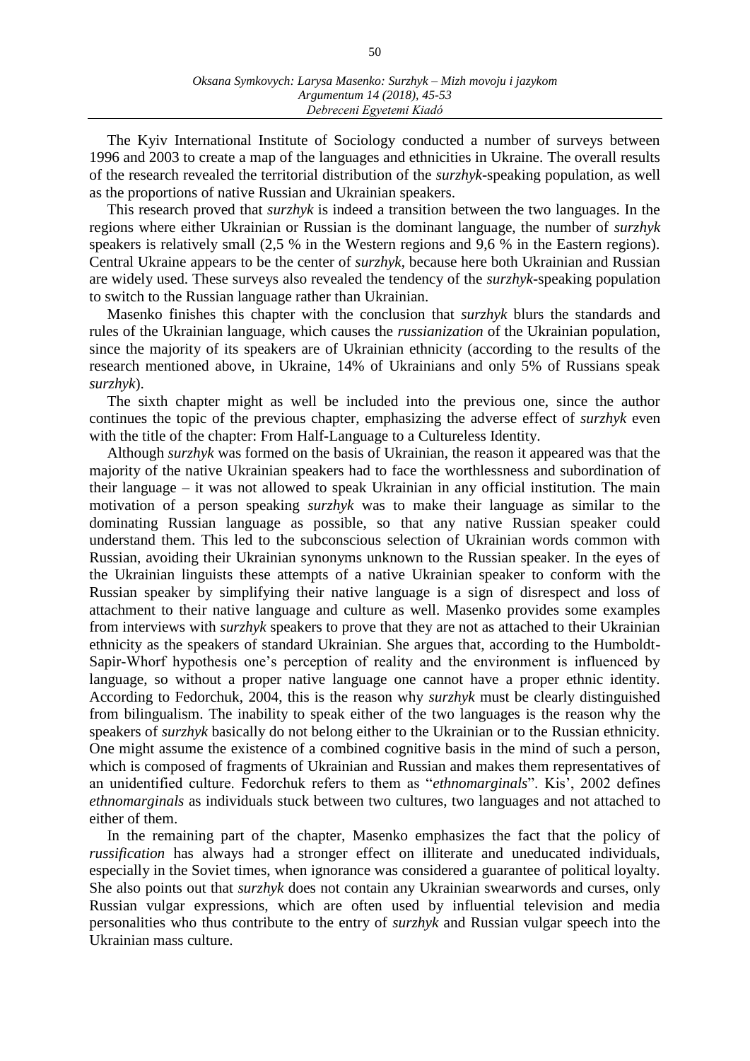The Kyiv International Institute of Sociology conducted a number of surveys between 1996 and 2003 to create a map of the languages and ethnicities in Ukraine. The overall results of the research revealed the territorial distribution of the *surzhyk*-speaking population, as well as the proportions of native Russian and Ukrainian speakers.

This research proved that *surzhyk* is indeed a transition between the two languages. In the regions where either Ukrainian or Russian is the dominant language, the number of *surzhyk* speakers is relatively small (2,5 % in the Western regions and 9,6 % in the Eastern regions). Central Ukraine appears to be the center of *surzhyk*, because here both Ukrainian and Russian are widely used. These surveys also revealed the tendency of the *surzhyk*-speaking population to switch to the Russian language rather than Ukrainian.

Masenko finishes this chapter with the conclusion that *surzhyk* blurs the standards and rules of the Ukrainian language, which causes the *russianization* of the Ukrainian population, since the majority of its speakers are of Ukrainian ethnicity (according to the results of the research mentioned above, in Ukraine, 14% of Ukrainians and only 5% of Russians speak *surzhyk*).

The sixth chapter might as well be included into the previous one, since the author continues the topic of the previous chapter, emphasizing the adverse effect of *surzhyk* even with the title of the chapter: From Half-Language to a Cultureless Identity.

Although *surzhyk* was formed on the basis of Ukrainian, the reason it appeared was that the majority of the native Ukrainian speakers had to face the worthlessness and subordination of their language – it was not allowed to speak Ukrainian in any official institution. The main motivation of a person speaking *surzhyk* was to make their language as similar to the dominating Russian language as possible, so that any native Russian speaker could understand them. This led to the subconscious selection of Ukrainian words common with Russian, avoiding their Ukrainian synonyms unknown to the Russian speaker. In the eyes of the Ukrainian linguists these attempts of a native Ukrainian speaker to conform with the Russian speaker by simplifying their native language is a sign of disrespect and loss of attachment to their native language and culture as well. Masenko provides some examples from interviews with *surzhyk* speakers to prove that they are not as attached to their Ukrainian ethnicity as the speakers of standard Ukrainian. She argues that, according to the Humboldt-Sapir-Whorf hypothesis one's perception of reality and the environment is influenced by language, so without a proper native language one cannot have a proper ethnic identity. According to Fedorchuk, 2004, this is the reason why *surzhyk* must be clearly distinguished from bilingualism. The inability to speak either of the two languages is the reason why the speakers of *surzhyk* basically do not belong either to the Ukrainian or to the Russian ethnicity. One might assume the existence of a combined cognitive basis in the mind of such a person, which is composed of fragments of Ukrainian and Russian and makes them representatives of an unidentified culture. Fedorchuk refers to them as "*ethnomarginals*". Kis', 2002 defines *ethnomarginals* as individuals stuck between two cultures, two languages and not attached to either of them.

In the remaining part of the chapter, Masenko emphasizes the fact that the policy of *russification* has always had a stronger effect on illiterate and uneducated individuals, especially in the Soviet times, when ignorance was considered a guarantee of political loyalty. She also points out that *surzhyk* does not contain any Ukrainian swearwords and curses, only Russian vulgar expressions, which are often used by influential television and media personalities who thus contribute to the entry of *surzhyk* and Russian vulgar speech into the Ukrainian mass culture.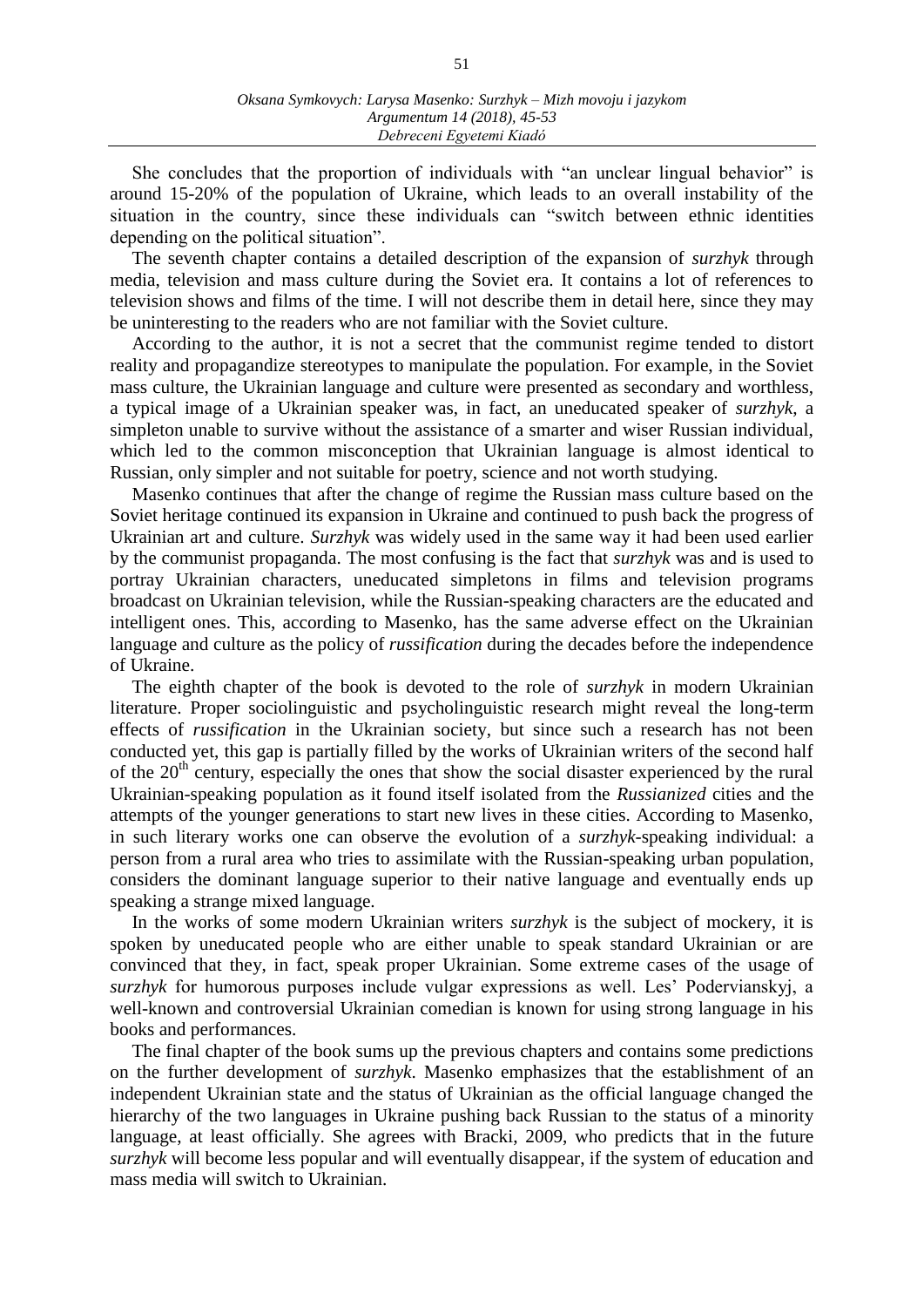She concludes that the proportion of individuals with "an unclear lingual behavior" is around 15-20% of the population of Ukraine, which leads to an overall instability of the situation in the country, since these individuals can "switch between ethnic identities depending on the political situation".

The seventh chapter contains a detailed description of the expansion of *surzhyk* through media, television and mass culture during the Soviet era. It contains a lot of references to television shows and films of the time. I will not describe them in detail here, since they may be uninteresting to the readers who are not familiar with the Soviet culture.

According to the author, it is not a secret that the communist regime tended to distort reality and propagandize stereotypes to manipulate the population. For example, in the Soviet mass culture, the Ukrainian language and culture were presented as secondary and worthless, a typical image of a Ukrainian speaker was, in fact, an uneducated speaker of *surzhyk*, a simpleton unable to survive without the assistance of a smarter and wiser Russian individual, which led to the common misconception that Ukrainian language is almost identical to Russian, only simpler and not suitable for poetry, science and not worth studying.

Masenko continues that after the change of regime the Russian mass culture based on the Soviet heritage continued its expansion in Ukraine and continued to push back the progress of Ukrainian art and culture. *Surzhyk* was widely used in the same way it had been used earlier by the communist propaganda. The most confusing is the fact that *surzhyk* was and is used to portray Ukrainian characters, uneducated simpletons in films and television programs broadcast on Ukrainian television, while the Russian-speaking characters are the educated and intelligent ones. This, according to Masenko, has the same adverse effect on the Ukrainian language and culture as the policy of *russification* during the decades before the independence of Ukraine.

The eighth chapter of the book is devoted to the role of *surzhyk* in modern Ukrainian literature. Proper sociolinguistic and psycholinguistic research might reveal the long-term effects of *russification* in the Ukrainian society, but since such a research has not been conducted yet, this gap is partially filled by the works of Ukrainian writers of the second half of the 20th century, especially the ones that show the social disaster experienced by the rural Ukrainian-speaking population as it found itself isolated from the *Russianized* cities and the attempts of the younger generations to start new lives in these cities. According to Masenko, in such literary works one can observe the evolution of a *surzhyk*-speaking individual: a person from a rural area who tries to assimilate with the Russian-speaking urban population, considers the dominant language superior to their native language and eventually ends up speaking a strange mixed language.

In the works of some modern Ukrainian writers *surzhyk* is the subject of mockery, it is spoken by uneducated people who are either unable to speak standard Ukrainian or are convinced that they, in fact, speak proper Ukrainian. Some extreme cases of the usage of *surzhyk* for humorous purposes include vulgar expressions as well. Les' Poderviansky, a well-known and controversial Ukrainian comedian is known for using strong language in his books and performances.

The final chapter of the book sums up the previous chapters and contains some predictions on the further development of *surzhyk*. Masenko emphasizes that the establishment of an independent Ukrainian state and the status of Ukrainian as the official language changed the hierarchy of the two languages in Ukraine pushing back Russian to the status of a minority language, at least officially. She agrees with Bracki, 2009, who predicts that in the future *surzhyk* will become less popular and will eventually disappear, if the system of education and mass media will switch to Ukrainian.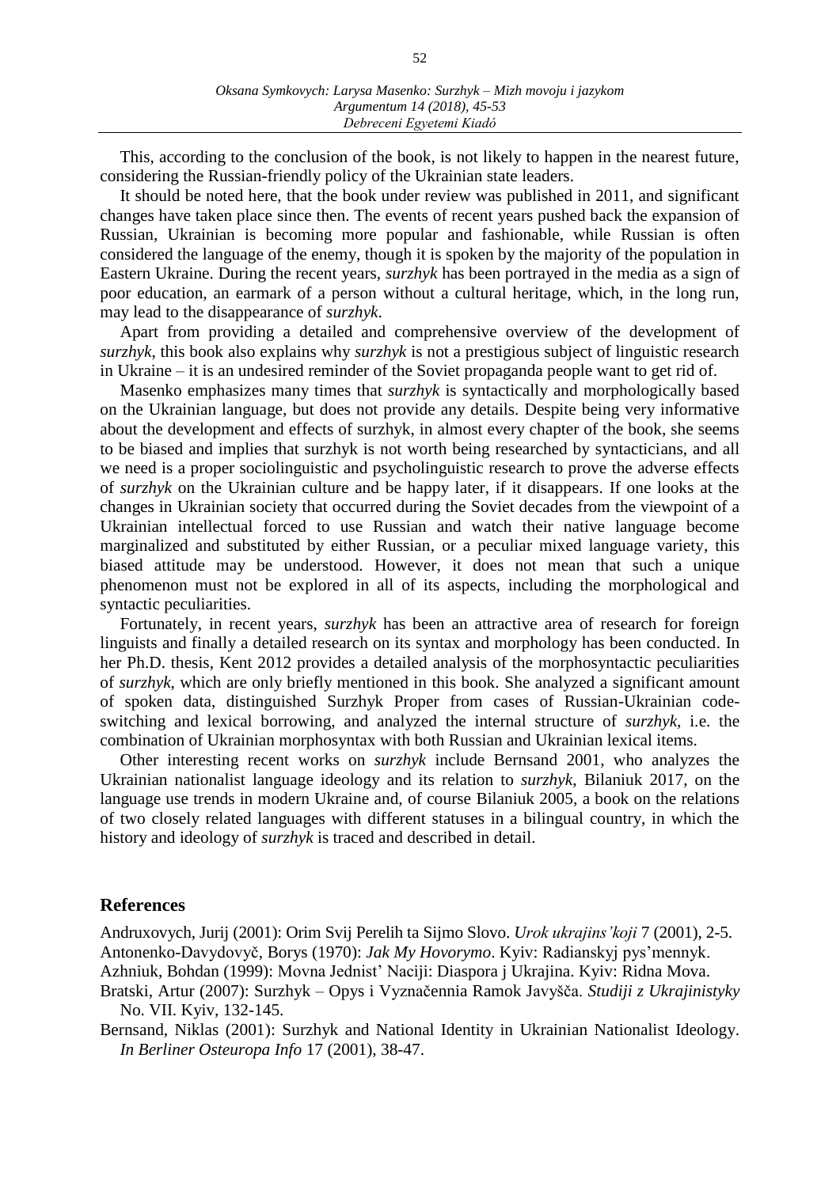This, according to the conclusion of the book, is not likely to happen in the nearest future, considering the Russian-friendly policy of the Ukrainian state leaders.

It should be noted here, that the book under review was published in 2011, and significant changes have taken place since then. The events of recent years pushed back the expansion of Russian, Ukrainian is becoming more popular and fashionable, while Russian is often considered the language of the enemy, though it is spoken by the majority of the population in Eastern Ukraine. During the recent years, *surzhyk* has been portrayed in the media as a sign of poor education, an earmark of a person without a cultural heritage, which, in the long run, may lead to the disappearance of *surzhyk*.

Apart from providing a detailed and comprehensive overview of the development of *surzhyk*, this book also explains why *surzhyk* is not a prestigious subject of linguistic research in Ukraine – it is an undesired reminder of the Soviet propaganda people want to get rid of.

Masenko emphasizes many times that *surzhyk* is syntactically and morphologically based on the Ukrainian language, but does not provide any details. Despite being very informative about the development and effects of surzhyk, in almost every chapter of the book, she seems to be biased and implies that surzhyk is not worth being researched by syntacticians, and all we need is a proper sociolinguistic and psycholinguistic research to prove the adverse effects of *surzhyk* on the Ukrainian culture and be happy later, if it disappears. If one looks at the changes in Ukrainian society that occurred during the Soviet decades from the viewpoint of a Ukrainian intellectual forced to use Russian and watch their native language become marginalized and substituted by either Russian, or a peculiar mixed language variety, this biased attitude may be understood. However, it does not mean that such a unique phenomenon must not be explored in all of its aspects, including the morphological and syntactic peculiarities.

Fortunately, in recent years, *surzhyk* has been an attractive area of research for foreign linguists and finally a detailed research on its syntax and morphology has been conducted. In her Ph.D. thesis, Kent 2012 provides a detailed analysis of the morphosyntactic peculiarities of *surzhyk*, which are only briefly mentioned in this book. She analyzed a significant amount of spoken data, distinguished Surzhyk Proper from cases of Russian-Ukrainian code-switching and lexical borrowing, and analyzed the internal structure of *surzhyk*, i.e. the combination of Ukrainian morphosyntax with both Russian and Ukrainian lexical items.

Other interesting recent works on *surzhyk* include Bernsand 2001, who analyzes the Ukrainian nationalist language ideology and its relation to *surzhyk*, Bilaniuk 2017, on the language use trends in modern Ukraine and, of course Bilaniuk 2005, a book on the relations of two closely related languages with different statuses in a bilingual country, in which the history and ideology of *surzhyk* is traced and described in detail.

## References

Andruxovych, Jurij (2001): Orim Svij Perelih ta Sijmo Slovo. *Urok ukrajins'koji* 7 (2001), 2-5.

Antonenko-Davydovyč, Borys (1970): *Jak My Hovorymo*. Kyiv: Radianskyj pys'mennyk.

Azhniuk, Bohdan (1999): Movna Jednist' Naciji: Diaspora j Ukrajina. Kyiv: Ridna Mova.

Bratski, Artur (2007): Surzhyk – Opys i Vyznačennia Ramok Javyšča. *Studiji z Ukrajinistyky* No. VII. Kyiv, 132-145.

Bernsand, Niklas (2001): Surzhyk and National Identity in Ukrainian Nationalist Ideology. *In Berliner Osteuropa Info* 17 (2001), 38-47.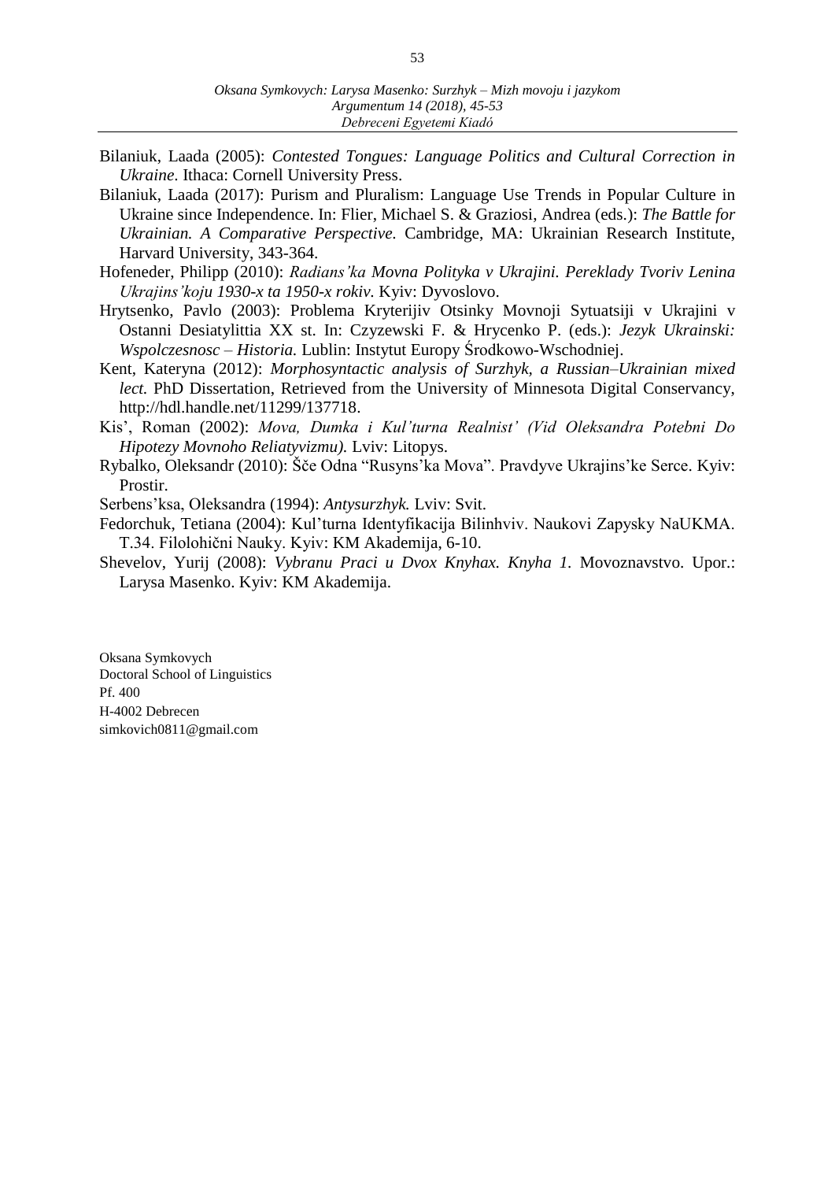Bilaniuk, Laada (2005): *Contested Tongues: Language Politics and Cultural Correction in Ukraine*. Ithaca: Cornell University Press.

Bilaniuk, Laada (2017): Purism and Pluralism: Language Use Trends in Popular Culture in Ukraine since Independence. In: Flier, Michael S. & Graziosi, Andrea (eds.): *The Battle for Ukrainian. A Comparative Perspective.* Cambridge, MA: Ukrainian Research Institute, Harvard University, 343-364.

Hofeneder, Philipp (2010): *Radians'ka Movna Polityka v Ukrajini. Pereklady Tvoriv Lenina Ukrajins'koju 1930-x ta 1950-x rokiv*. Kyiv: Dyvoslovo.

Hrytsenko, Pavlo (2003): Problema Kryterijiv Otsinky Movnoji Sytuatsiji v Ukrajini v Ostanni Desiatylittia XX st. In: Czyzewski F. & Hrycenko P. (eds.): *Jezyk Ukrainski: Wspolczesnosc – Historia.* Lublin: Instytut Europy Środkowo-Wschodniej.

Kent, Kateryna (2012): *Morphosyntactic analysis of Surzhyk, a Russian–Ukrainian mixed lect.* PhD Dissertation, Retrieved from the University of Minnesota Digital Conservancy, http://hdl.handle.net/11299/137718.

Kis', Roman (2002): *Mova, Dumka i Kul'turna Realnist' (Vid Oleksandra Potebni Do Hipotezy Movnoho Reliatyvizmu).* Lviv: Litopys.

Rybalko, Oleksandr (2010): Šče Odna "Rusyns'ka Mova". Pravdyve Ukrajins'ke Serce. Kyiv: Prostir.

Serbens'ksa, Oleksandra (1994): *Antysurzhyk.* Lviv: Svit.

Fedorchuk, Tetiana (2004): Kul'turna Identyfikacija Bilinhviv. Naukovi Zapysky NaUKMA. T.34. Filolohični Nauky. Kyiv: KM Akademija, 6-10.

Shevelov, Yurij (2008): *Vybranu Praci u Dvox Knyhax. Knyha 1.* Movoznavstvo. Upor.: Larysa Masenko. Kyiv: KM Akademija.

Oksana Symkovych
Doctoral School of Linguistics
Pf. 400
H-4002 Debrecen
simkovich0811@gmail.com